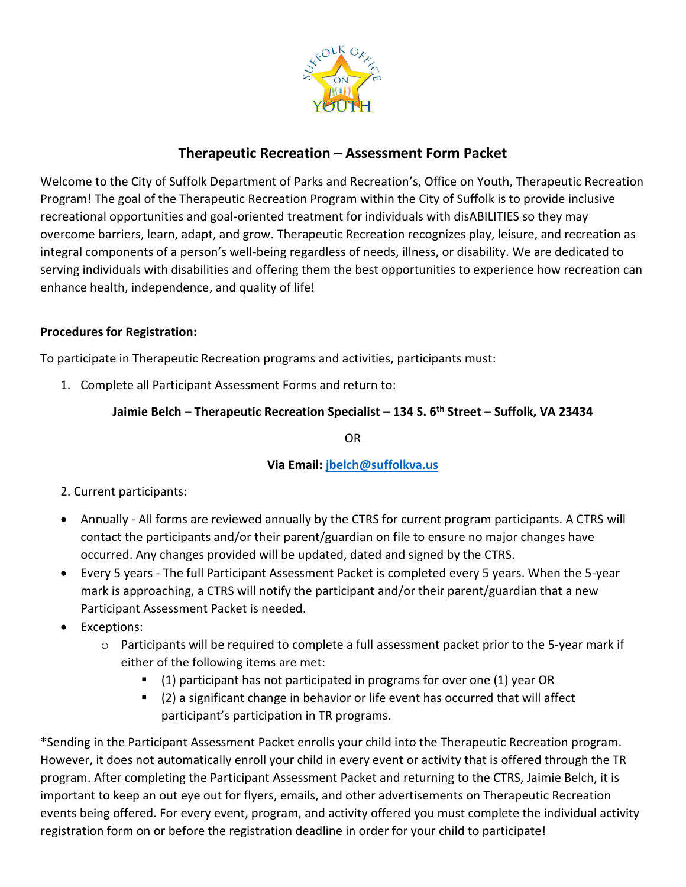# Therapeutic Recreation – Assessment Form Packet

Welcome to the City of Suffolk Department of Parks and Recreation's, Office on Youth, Therapeutic Recreation Program! The goal of the Therapeutic Recreation Program within the City of Suffolk is to provide inclusive recreational opportunities and goal-oriented treatment for individuals with disABILITIES so they may overcome barriers, learn, adapt, and grow. Therapeutic Recreation recognizes play, leisure, and recreation as integral components of a person's well-being regardless of needs, illness, or disability. We are dedicated to serving individuals with disabilities and offering them the best opportunities to experience how recreation can enhance health, independence, and quality of life!

**Procedures for Registration:**

To participate in Therapeutic Recreation programs and activities, participants must:

1. Complete all Participant Assessment Forms and return to:

**Jaimie Belch – Therapeutic Recreation Specialist – 134 S. 6th Street – Suffolk, VA 23434**

OR

**Via Email: jbelch@suffolkva.us**

2. Current participants:

- Annually - All forms are reviewed annually by the CTRS for current program participants. A CTRS will contact the participants and/or their parent/guardian on file to ensure no major changes have occurred. Any changes provided will be updated, dated and signed by the CTRS.
- Every 5 years - The full Participant Assessment Packet is completed every 5 years. When the 5-year mark is approaching, a CTRS will notify the participant and/or their parent/guardian that a new Participant Assessment Packet is needed.
- Exceptions:
  - Participants will be required to complete a full assessment packet prior to the 5-year mark if either of the following items are met:
    - (1) participant has not participated in programs for over one (1) year OR
    - (2) a significant change in behavior or life event has occurred that will affect participant's participation in TR programs.

*Sending in the Participant Assessment Packet enrolls your child into the Therapeutic Recreation program. However, it does not automatically enroll your child in every event or activity that is offered through the TR program. After completing the Participant Assessment Packet and returning to the CTRS, Jaimie Belch, it is important to keep an out eye out for flyers, emails, and other advertisements on Therapeutic Recreation events being offered. For every event, program, and activity offered you must complete the individual activity registration form on or before the registration deadline in order for your child to participate!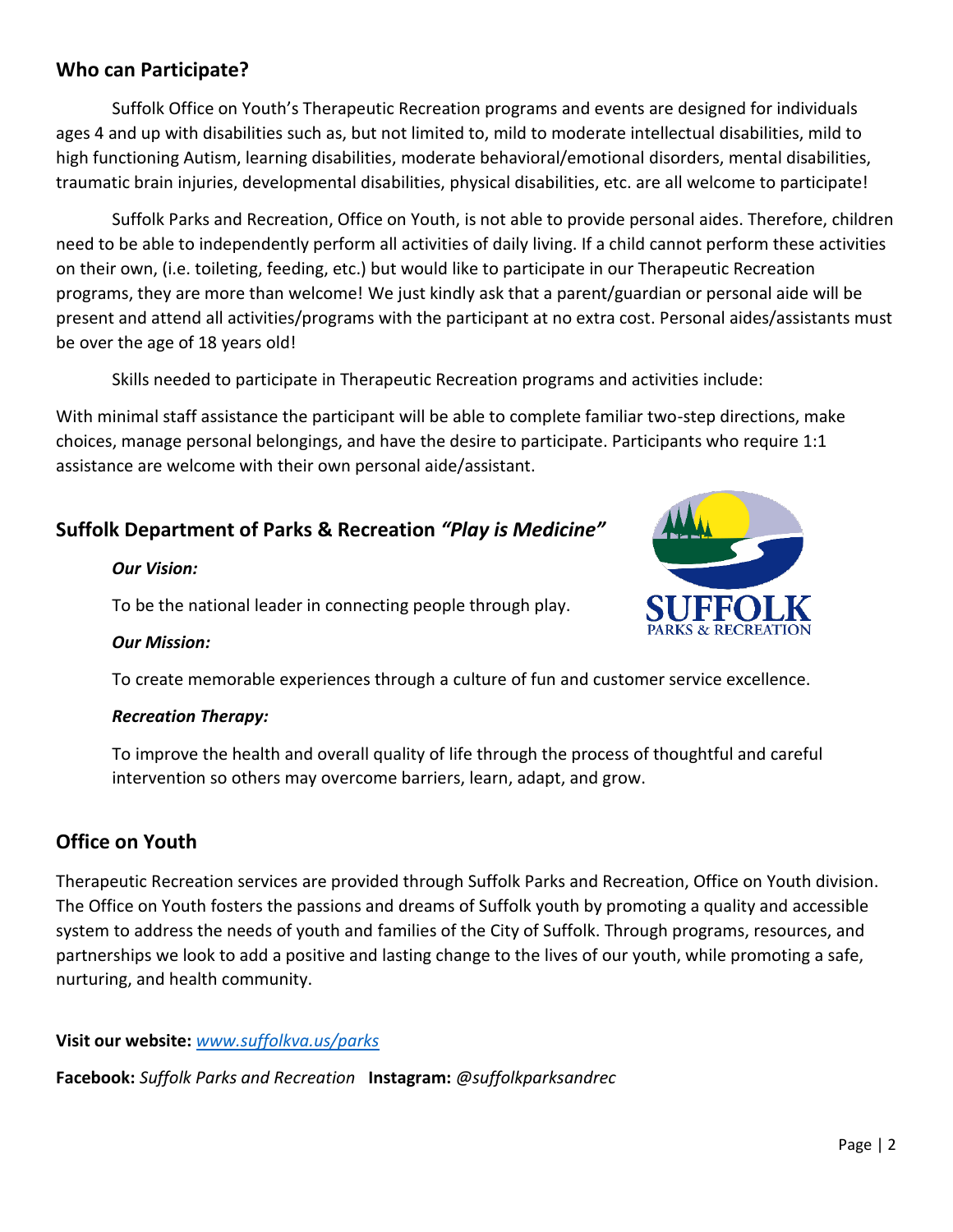## Who can Participate?

Suffolk Office on Youth's Therapeutic Recreation programs and events are designed for individuals ages 4 and up with disabilities such as, but not limited to, mild to moderate intellectual disabilities, mild to high functioning Autism, learning disabilities, moderate behavioral/emotional disorders, mental disabilities, traumatic brain injuries, developmental disabilities, physical disabilities, etc. are all welcome to participate!

Suffolk Parks and Recreation, Office on Youth, is not able to provide personal aides. Therefore, children need to be able to independently perform all activities of daily living. If a child cannot perform these activities on their own, (i.e. toileting, feeding, etc.) but would like to participate in our Therapeutic Recreation programs, they are more than welcome! We just kindly ask that a parent/guardian or personal aide will be present and attend all activities/programs with the participant at no extra cost. Personal aides/assistants must be over the age of 18 years old!

Skills needed to participate in Therapeutic Recreation programs and activities include:

With minimal staff assistance the participant will be able to complete familiar two-step directions, make choices, manage personal belongings, and have the desire to participate. Participants who require 1:1 assistance are welcome with their own personal aide/assistant.

## Suffolk Department of Parks & Recreation *"Play is Medicine"*

***Our Vision:***

To be the national leader in connecting people through play.

***Our Mission:***

To create memorable experiences through a culture of fun and customer service excellence.

***Recreation Therapy:***

To improve the health and overall quality of life through the process of thoughtful and careful intervention so others may overcome barriers, learn, adapt, and grow.

## Office on Youth

Therapeutic Recreation services are provided through Suffolk Parks and Recreation, Office on Youth division. The Office on Youth fosters the passions and dreams of Suffolk youth by promoting a quality and accessible system to address the needs of youth and families of the City of Suffolk. Through programs, resources, and partnerships we look to add a positive and lasting change to the lives of our youth, while promoting a safe, nurturing, and health community.

**Visit our website:** *www.suffolkva.us/parks*

**Facebook:** *Suffolk Parks and Recreation* **Instagram:** *@suffolkparksandrec*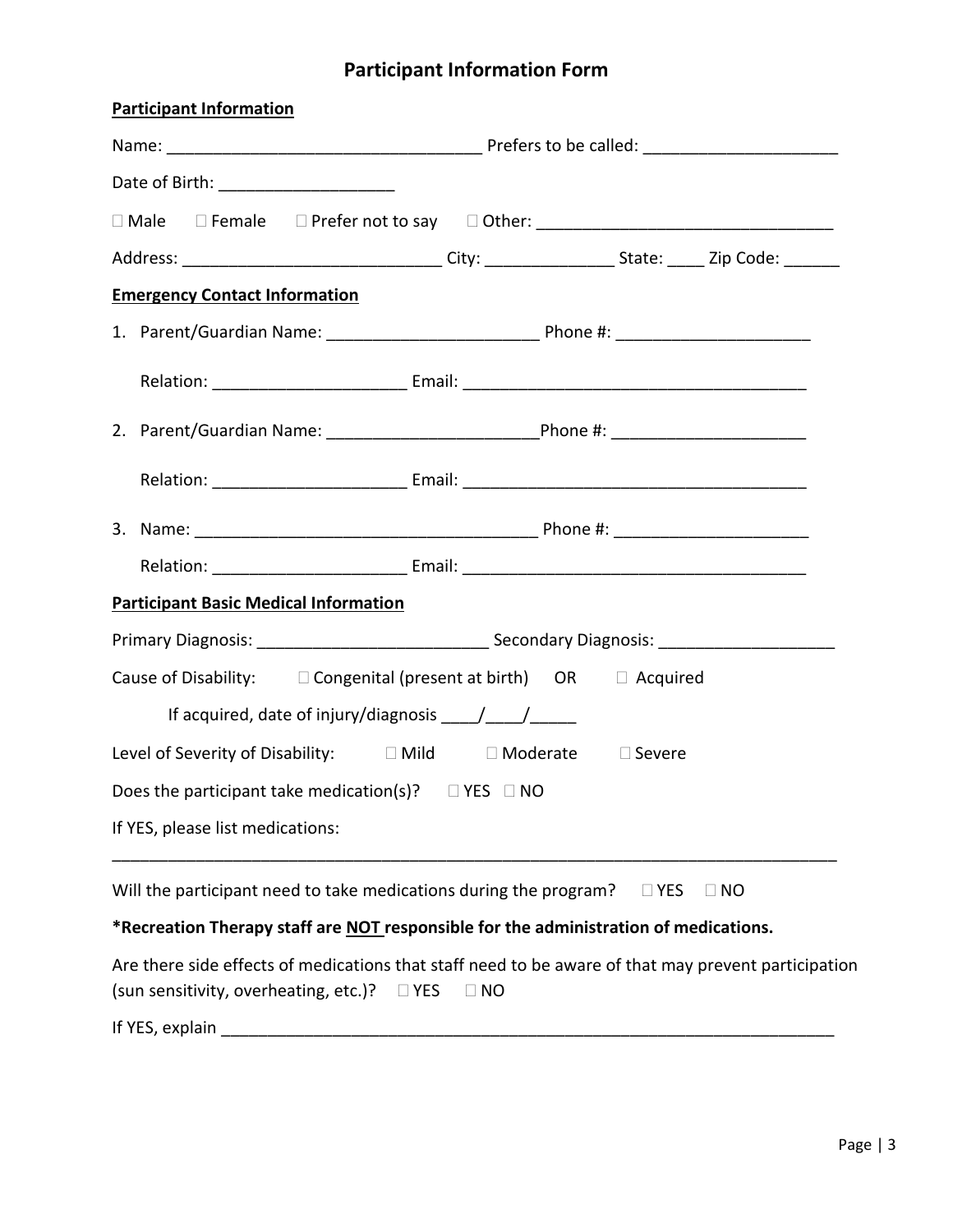# Participant Information Form

**Participant Information**

Name: _________________________________ Prefers to be called: ____________________

Date of Birth: ___________________

☐ Male ☐ Female ☐ Prefer not to say ☐ Other: _______________________________

Address: ___________________________ City: _____________ State: ____ Zip Code: ______

**Emergency Contact Information**

1. Parent/Guardian Name: ______________________ Phone #: ____________________

   Relation: ____________________ Email: ___________________________________

2. Parent/Guardian Name: ______________________Phone #: ____________________

   Relation: ____________________ Email: ___________________________________

3. Name: ____________________________________ Phone #: ____________________

   Relation: ____________________ Email: ___________________________________

**Participant Basic Medical Information**

Primary Diagnosis: ________________________ Secondary Diagnosis: __________________

Cause of Disability: ☐ Congenital (present at birth) OR ☐ Acquired

If acquired, date of injury/diagnosis ____/____/_____

Level of Severity of Disability: ☐ Mild ☐ Moderate ☐ Severe

Does the participant take medication(s)? ☐ YES ☐ NO

If YES, please list medications:

_____________________________________________________________________________

Will the participant need to take medications during the program? ☐ YES ☐ NO

**\*Recreation Therapy staff are NOT responsible for the administration of medications.**

Are there side effects of medications that staff need to be aware of that may prevent participation (sun sensitivity, overheating, etc.)? ☐ YES ☐ NO

If YES, explain ____________________________________________________________________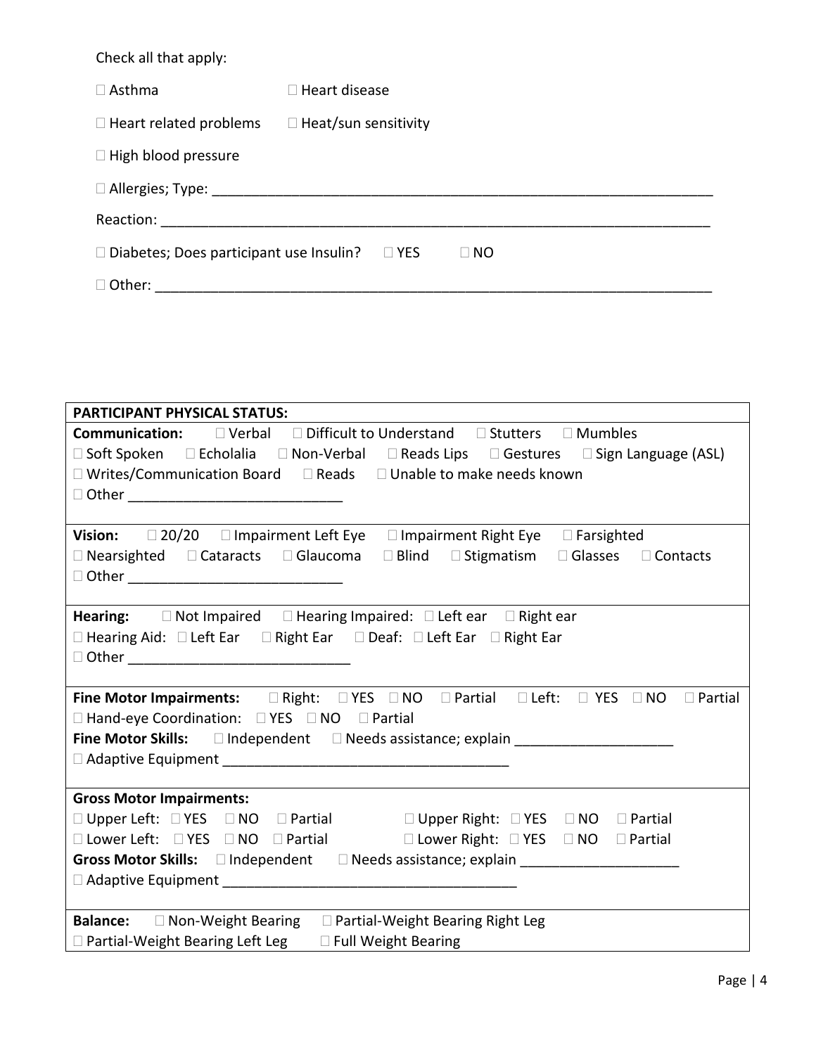Check all that apply:

☐ Asthma ☐ Heart disease

☐ Heart related problems ☐ Heat/sun sensitivity

☐ High blood pressure

☐ Allergies; Type: ______________________________________________________________

Reaction: ______________________________________________________________________

☐ Diabetes; Does participant use Insulin? ☐ YES ☐ NO

☐ Other: ________________________________________________________________________

| **PARTICIPANT PHYSICAL STATUS:** |
|---|
| **Communication:** ☐ Verbal ☐ Difficult to Understand ☐ Stutters ☐ Mumbles<br>☐ Soft Spoken ☐ Echolalia ☐ Non-Verbal ☐ Reads Lips ☐ Gestures ☐ Sign Language (ASL)<br>☐ Writes/Communication Board ☐ Reads ☐ Unable to make needs known<br>☐ Other __________________________ |
| **Vision:** ☐ 20/20 ☐ Impairment Left Eye ☐ Impairment Right Eye ☐ Farsighted<br>☐ Nearsighted ☐ Cataracts ☐ Glaucoma ☐ Blind ☐ Stigmatism ☐ Glasses ☐ Contacts<br>☐ Other __________________________ |
| **Hearing:** ☐ Not Impaired ☐ Hearing Impaired: ☐ Left ear ☐ Right ear<br>☐ Hearing Aid: ☐ Left Ear ☐ Right Ear ☐ Deaf: ☐ Left Ear ☐ Right Ear<br>☐ Other ___________________________ |
| **Fine Motor Impairments:** ☐ Right: ☐ YES ☐ NO ☐ Partial ☐ Left: ☐ YES ☐ NO ☐ Partial<br>☐ Hand-eye Coordination: ☐ YES ☐ NO ☐ Partial<br>**Fine Motor Skills:** ☐ Independent ☐ Needs assistance; explain ____________________<br>☐ Adaptive Equipment _____________________________________ |
| **Gross Motor Impairments:**<br>☐ Upper Left: ☐ YES ☐ NO ☐ Partial ☐ Upper Right: ☐ YES ☐ NO ☐ Partial<br>☐ Lower Left: ☐ YES ☐ NO ☐ Partial ☐ Lower Right: ☐ YES ☐ NO ☐ Partial<br>**Gross Motor Skills:** ☐ Independent ☐ Needs assistance; explain ____________________<br>☐ Adaptive Equipment ______________________________________ |
| **Balance:** ☐ Non-Weight Bearing ☐ Partial-Weight Bearing Right Leg<br>☐ Partial-Weight Bearing Left Leg ☐ Full Weight Bearing |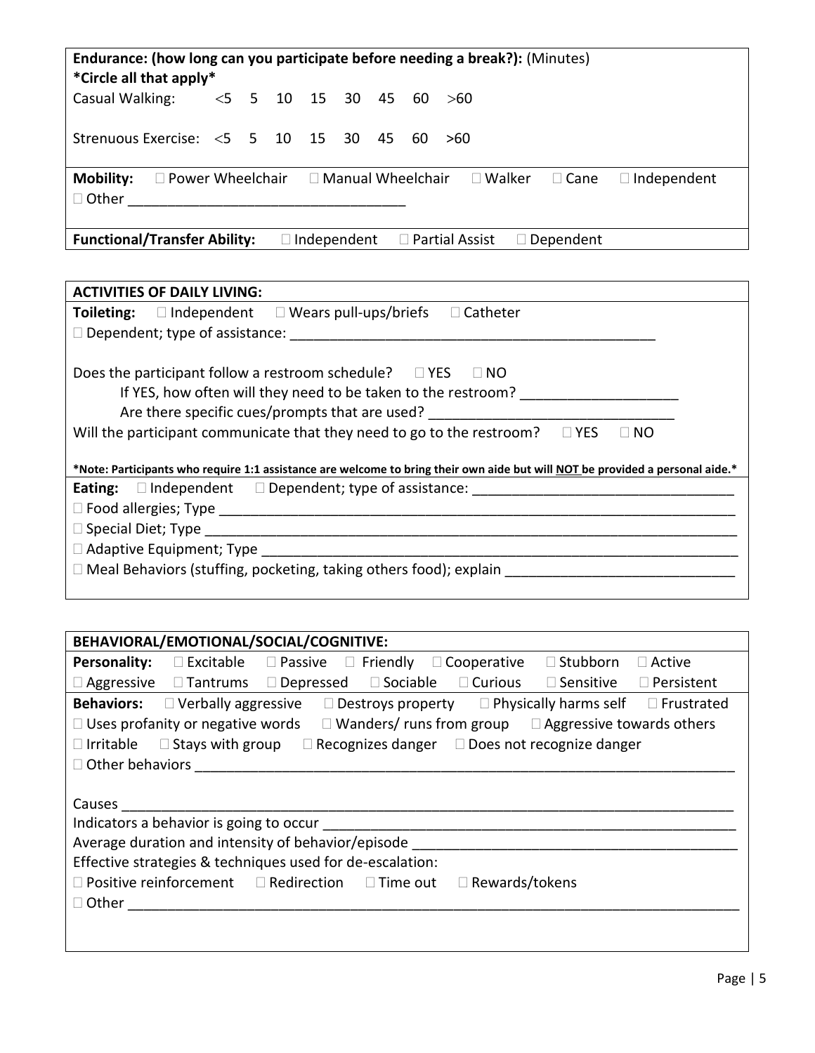**Endurance: (how long can you participate before needing a break?):** (Minutes)
***Circle all that apply***

Casual Walking: <5 5 10 15 30 45 60 >60

Strenuous Exercise: <5 5 10 15 30 45 60 >60

**Mobility:** ☐ Power Wheelchair ☐ Manual Wheelchair ☐ Walker ☐ Cane ☐ Independent
☐ Other ___________________________________

**Functional/Transfer Ability:** ☐ Independent ☐ Partial Assist ☐ Dependent

**ACTIVITIES OF DAILY LIVING:**

**Toileting:** ☐ Independent ☐ Wears pull-ups/briefs ☐ Catheter
☐ Dependent; type of assistance: ________________________________________________

Does the participant follow a restroom schedule? ☐ YES ☐ NO
If YES, how often will they need to be taken to the restroom? ____________________
Are there specific cues/prompts that are used? _______________________________
Will the participant communicate that they need to go to the restroom? ☐ YES ☐ NO

***Note: Participants who require 1:1 assistance are welcome to bring their own aide but will NOT be provided a personal aide.***

**Eating:** ☐ Independent ☐ Dependent; type of assistance: ________________________________
☐ Food allergies; Type ___________________________________________________________________
☐ Special Diet; Type ____________________________________________________________________
☐ Adaptive Equipment; Type _______________________________________________________________
☐ Meal Behaviors (stuffing, pocketing, taking others food); explain _____________________________

**BEHAVIORAL/EMOTIONAL/SOCIAL/COGNITIVE:**

**Personality:** ☐ Excitable ☐ Passive ☐ Friendly ☐ Cooperative ☐ Stubborn ☐ Active
☐ Aggressive ☐ Tantrums ☐ Depressed ☐ Sociable ☐ Curious ☐ Sensitive ☐ Persistent

**Behaviors:** ☐ Verbally aggressive ☐ Destroys property ☐ Physically harms self ☐ Frustrated
☐ Uses profanity or negative words ☐ Wanders/ runs from group ☐ Aggressive towards others
☐ Irritable ☐ Stays with group ☐ Recognizes danger ☐ Does not recognize danger
☐ Other behaviors ________________________________________________________________________

Causes ______________________________________________________________________________
Indicators a behavior is going to occur ______________________________________________________
Average duration and intensity of behavior/episode _____________________________________________
Effective strategies & techniques used for de-escalation:
☐ Positive reinforcement ☐ Redirection ☐ Time out ☐ Rewards/tokens
☐ Other _______________________________________________________________________________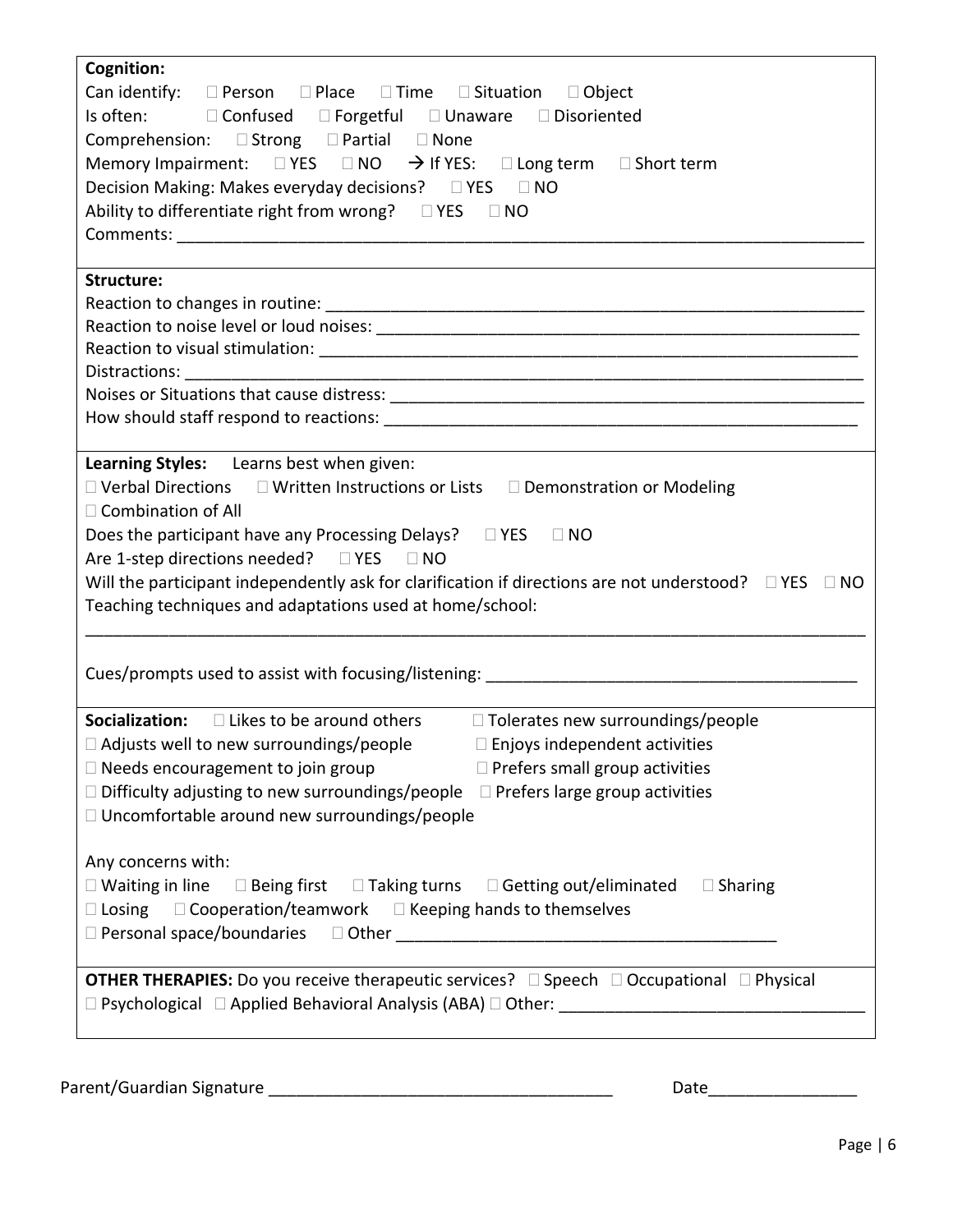**Cognition:**

Can identify: ☐ Person ☐ Place ☐ Time ☐ Situation ☐ Object

Is often: ☐ Confused ☐ Forgetful ☐ Unaware ☐ Disoriented

Comprehension: ☐ Strong ☐ Partial ☐ None

Memory Impairment: ☐ YES ☐ NO → If YES: ☐ Long term ☐ Short term

Decision Making: Makes everyday decisions? ☐ YES ☐ NO

Ability to differentiate right from wrong? ☐ YES ☐ NO

Comments: ___________________________________________________________________________

**Structure:**

Reaction to changes in routine: _____________________________________________________________

Reaction to noise level or loud noises: ________________________________________________________

Reaction to visual stimulation: _____________________________________________________________

Distractions: ___________________________________________________________________________

Noises or Situations that cause distress: ______________________________________________________

How should staff respond to reactions: _______________________________________________________

**Learning Styles:** Learns best when given:

☐ Verbal Directions ☐ Written Instructions or Lists ☐ Demonstration or Modeling

☐ Combination of All

Does the participant have any Processing Delays? ☐ YES ☐ NO

Are 1-step directions needed? ☐ YES ☐ NO

Will the participant independently ask for clarification if directions are not understood? ☐ YES ☐ NO

Teaching techniques and adaptations used at home/school:

_______________________________________________________________________________________

Cues/prompts used to assist with focusing/listening: ____________________________________________

**Socialization:** ☐ Likes to be around others ☐ Tolerates new surroundings/people

☐ Adjusts well to new surroundings/people ☐ Enjoys independent activities

☐ Needs encouragement to join group ☐ Prefers small group activities

☐ Difficulty adjusting to new surroundings/people ☐ Prefers large group activities

☐ Uncomfortable around new surroundings/people

Any concerns with:

☐ Waiting in line ☐ Being first ☐ Taking turns ☐ Getting out/eliminated ☐ Sharing

☐ Losing ☐ Cooperation/teamwork ☐ Keeping hands to themselves

☐ Personal space/boundaries ☐ Other __________________________________________

**OTHER THERAPIES:** Do you receive therapeutic services? ☐ Speech ☐ Occupational ☐ Physical

☐ Psychological ☐ Applied Behavioral Analysis (ABA) ☐ Other: _________________________________

Parent/Guardian Signature ______________________________________ Date________________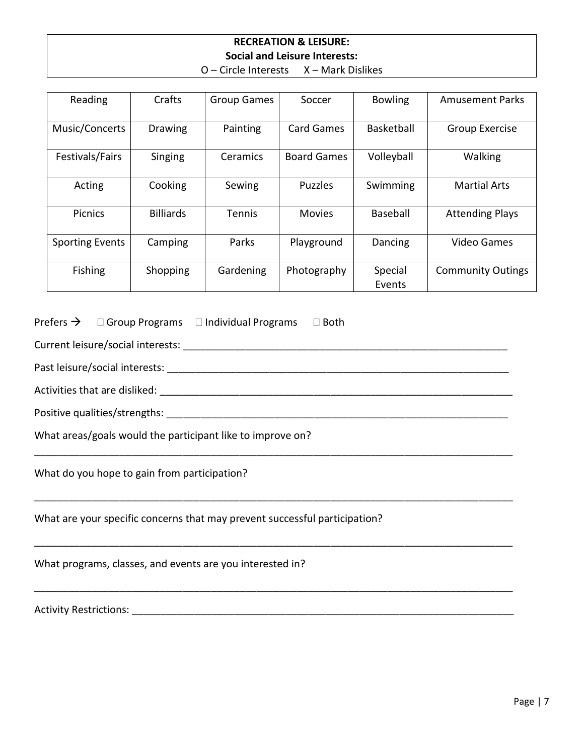**RECREATION & LEISURE:**
**Social and Leisure Interests:**
O – Circle Interests X – Mark Dislikes

| Reading | Crafts | Group Games | Soccer | Bowling | Amusement Parks |
|---|---|---|---|---|---|
| Music/Concerts | Drawing | Painting | Card Games | Basketball | Group Exercise |
| Festivals/Fairs | Singing | Ceramics | Board Games | Volleyball | Walking |
| Acting | Cooking | Sewing | Puzzles | Swimming | Martial Arts |
| Picnics | Billiards | Tennis | Movies | Baseball | Attending Plays |
| Sporting Events | Camping | Parks | Playground | Dancing | Video Games |
| Fishing | Shopping | Gardening | Photography | Special Events | Community Outings |

Prefers → ☐ Group Programs ☐ Individual Programs ☐ Both

Current leisure/social interests: ___________________________________________________________

Past leisure/social interests: ______________________________________________________________

Activities that are disliked: ________________________________________________________________

Positive qualities/strengths: _______________________________________________________________

What areas/goals would the participant like to improve on?

_____________________________________________________________________________________

What do you hope to gain from participation?

_____________________________________________________________________________________

What are your specific concerns that may prevent successful participation?

_____________________________________________________________________________________

What programs, classes, and events are you interested in?

_____________________________________________________________________________________

Activity Restrictions: _____________________________________________________________________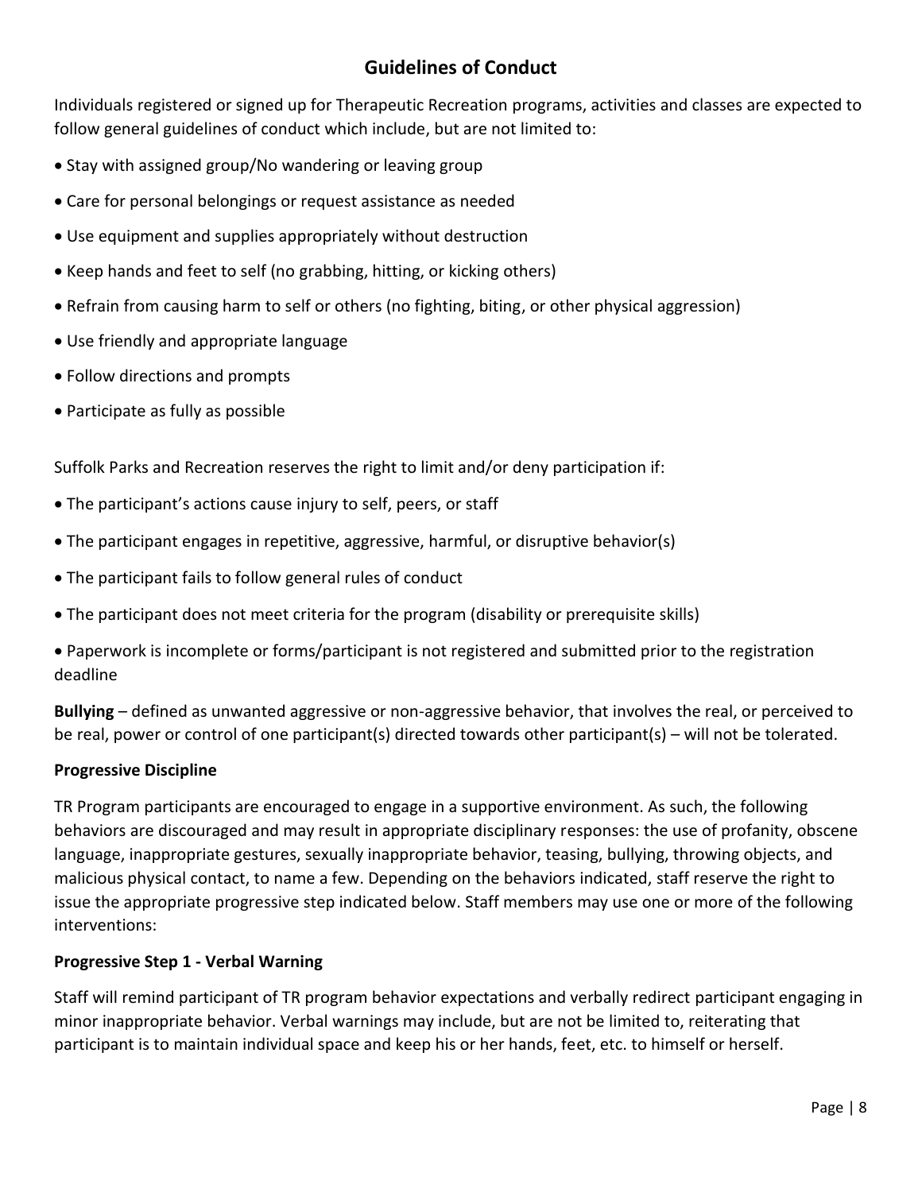## Guidelines of Conduct

Individuals registered or signed up for Therapeutic Recreation programs, activities and classes are expected to follow general guidelines of conduct which include, but are not limited to:

- Stay with assigned group/No wandering or leaving group
- Care for personal belongings or request assistance as needed
- Use equipment and supplies appropriately without destruction
- Keep hands and feet to self (no grabbing, hitting, or kicking others)
- Refrain from causing harm to self or others (no fighting, biting, or other physical aggression)
- Use friendly and appropriate language
- Follow directions and prompts
- Participate as fully as possible

Suffolk Parks and Recreation reserves the right to limit and/or deny participation if:

- The participant's actions cause injury to self, peers, or staff
- The participant engages in repetitive, aggressive, harmful, or disruptive behavior(s)
- The participant fails to follow general rules of conduct
- The participant does not meet criteria for the program (disability or prerequisite skills)
- Paperwork is incomplete or forms/participant is not registered and submitted prior to the registration deadline

**Bullying** – defined as unwanted aggressive or non-aggressive behavior, that involves the real, or perceived to be real, power or control of one participant(s) directed towards other participant(s) – will not be tolerated.

**Progressive Discipline**

TR Program participants are encouraged to engage in a supportive environment. As such, the following behaviors are discouraged and may result in appropriate disciplinary responses: the use of profanity, obscene language, inappropriate gestures, sexually inappropriate behavior, teasing, bullying, throwing objects, and malicious physical contact, to name a few. Depending on the behaviors indicated, staff reserve the right to issue the appropriate progressive step indicated below. Staff members may use one or more of the following interventions:

**Progressive Step 1 - Verbal Warning**

Staff will remind participant of TR program behavior expectations and verbally redirect participant engaging in minor inappropriate behavior. Verbal warnings may include, but are not be limited to, reiterating that participant is to maintain individual space and keep his or her hands, feet, etc. to himself or herself.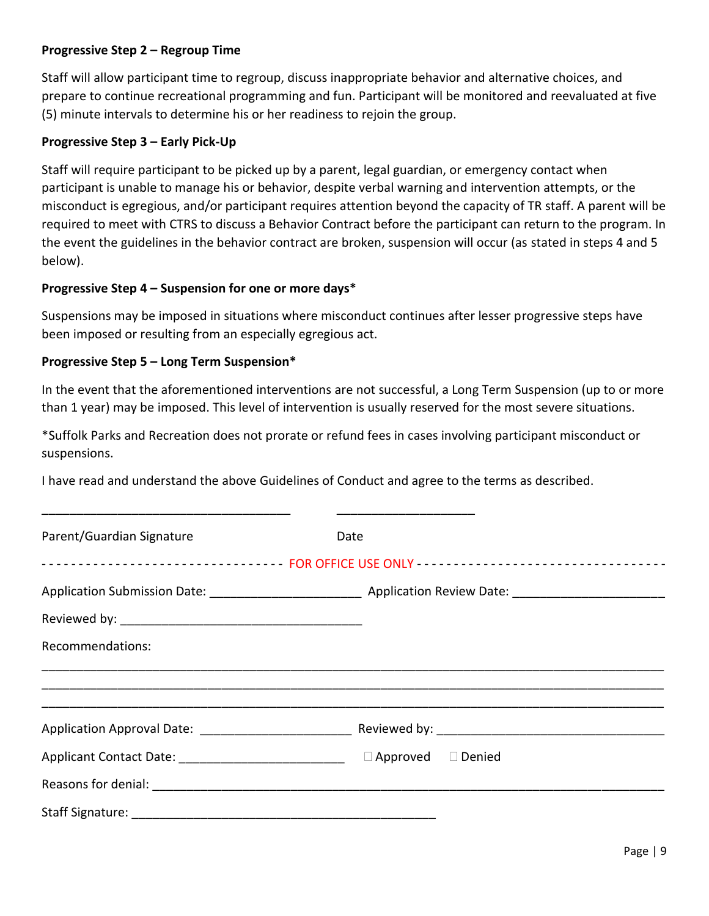**Progressive Step 2 – Regroup Time**

Staff will allow participant time to regroup, discuss inappropriate behavior and alternative choices, and prepare to continue recreational programming and fun. Participant will be monitored and reevaluated at five (5) minute intervals to determine his or her readiness to rejoin the group.

**Progressive Step 3 – Early Pick-Up**

Staff will require participant to be picked up by a parent, legal guardian, or emergency contact when participant is unable to manage his or behavior, despite verbal warning and intervention attempts, or the misconduct is egregious, and/or participant requires attention beyond the capacity of TR staff. A parent will be required to meet with CTRS to discuss a Behavior Contract before the participant can return to the program. In the event the guidelines in the behavior contract are broken, suspension will occur (as stated in steps 4 and 5 below).

**Progressive Step 4 – Suspension for one or more days***

Suspensions may be imposed in situations where misconduct continues after lesser progressive steps have been imposed or resulting from an especially egregious act.

**Progressive Step 5 – Long Term Suspension***

In the event that the aforementioned interventions are not successful, a Long Term Suspension (up to or more than 1 year) may be imposed. This level of intervention is usually reserved for the most severe situations.

*Suffolk Parks and Recreation does not prorate or refund fees in cases involving participant misconduct or suspensions.

I have read and understand the above Guidelines of Conduct and agree to the terms as described.

\_\_\_\_\_\_\_\_\_\_\_\_\_\_\_\_\_\_\_\_\_\_\_\_\_\_\_\_\_\_\_\_\_\_\_\_ \_\_\_\_\_\_\_\_\_\_\_\_\_\_\_\_\_\_\_\_

Parent/Guardian Signature Date

-------------------------------- FOR OFFICE USE ONLY --------------------------------

Application Submission Date: \_\_\_\_\_\_\_\_\_\_\_\_\_\_\_\_\_\_\_\_\_\_ Application Review Date: \_\_\_\_\_\_\_\_\_\_\_\_\_\_\_\_\_\_\_\_\_\_

Reviewed by: \_\_\_\_\_\_\_\_\_\_\_\_\_\_\_\_\_\_\_\_\_\_\_\_\_\_\_\_\_\_\_\_\_\_\_

Recommendations:

\_\_\_\_\_\_\_\_\_\_\_\_\_\_\_\_\_\_\_\_\_\_\_\_\_\_\_\_\_\_\_\_\_\_\_\_\_\_\_\_\_\_\_\_\_\_\_\_\_\_\_\_\_\_\_\_\_\_\_\_\_\_\_\_\_\_\_\_\_\_\_\_\_\_\_\_\_\_\_\_\_\_\_\_\_\_\_\_

\_\_\_\_\_\_\_\_\_\_\_\_\_\_\_\_\_\_\_\_\_\_\_\_\_\_\_\_\_\_\_\_\_\_\_\_\_\_\_\_\_\_\_\_\_\_\_\_\_\_\_\_\_\_\_\_\_\_\_\_\_\_\_\_\_\_\_\_\_\_\_\_\_\_\_\_\_\_\_\_\_\_\_\_\_\_\_\_

\_\_\_\_\_\_\_\_\_\_\_\_\_\_\_\_\_\_\_\_\_\_\_\_\_\_\_\_\_\_\_\_\_\_\_\_\_\_\_\_\_\_\_\_\_\_\_\_\_\_\_\_\_\_\_\_\_\_\_\_\_\_\_\_\_\_\_\_\_\_\_\_\_\_\_\_\_\_\_\_\_\_\_\_\_\_\_\_

Application Approval Date: \_\_\_\_\_\_\_\_\_\_\_\_\_\_\_\_\_\_\_\_\_\_ Reviewed by: \_\_\_\_\_\_\_\_\_\_\_\_\_\_\_\_\_\_\_\_\_\_\_\_\_\_\_\_\_\_\_\_\_

Applicant Contact Date: \_\_\_\_\_\_\_\_\_\_\_\_\_\_\_\_\_\_\_\_\_\_\_\_ ☐ Approved ☐ Denied

Reasons for denial: \_\_\_\_\_\_\_\_\_\_\_\_\_\_\_\_\_\_\_\_\_\_\_\_\_\_\_\_\_\_\_\_\_\_\_\_\_\_\_\_\_\_\_\_\_\_\_\_\_\_\_\_\_\_\_\_\_\_\_\_\_\_\_\_\_\_\_\_\_\_\_\_

Staff Signature: \_\_\_\_\_\_\_\_\_\_\_\_\_\_\_\_\_\_\_\_\_\_\_\_\_\_\_\_\_\_\_\_\_\_\_\_\_\_\_\_\_\_\_\_\_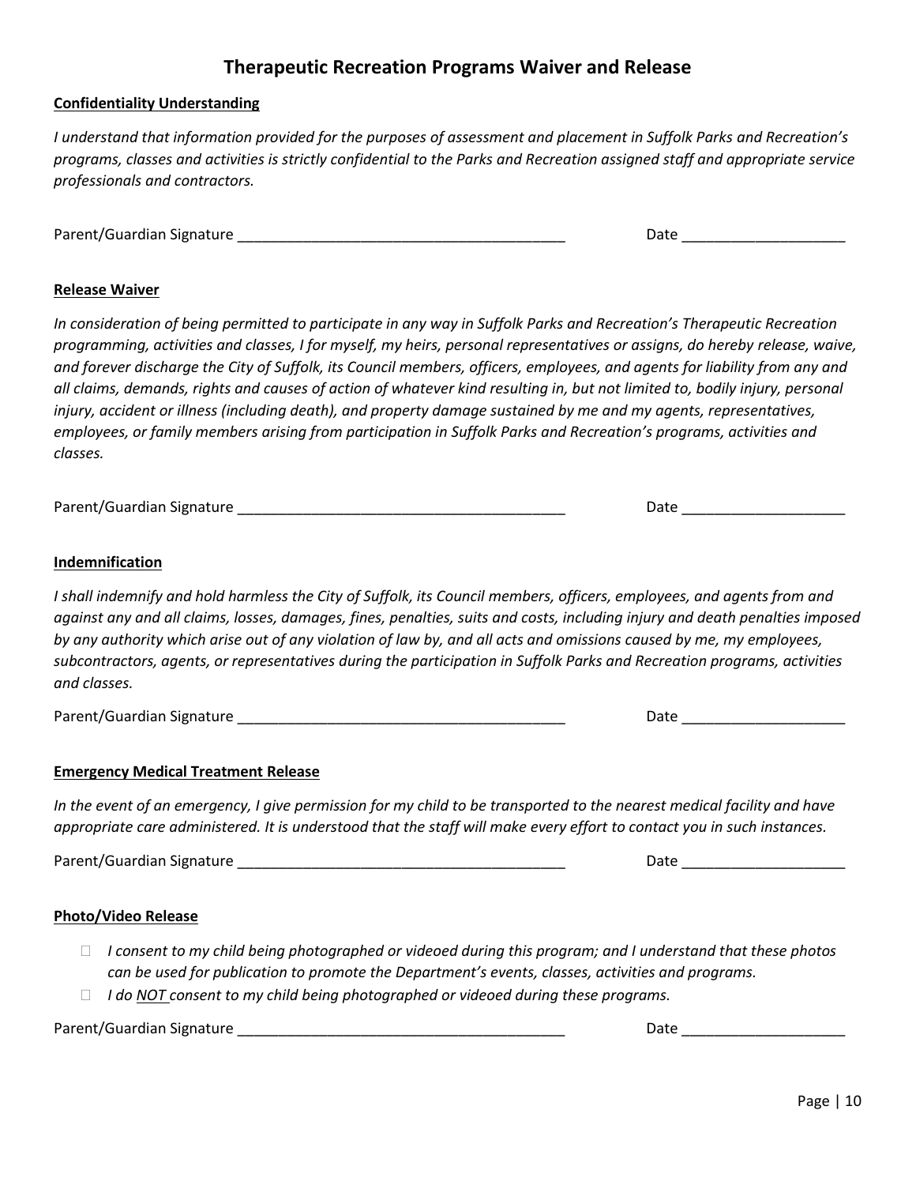# Therapeutic Recreation Programs Waiver and Release

**Confidentiality Understanding**

*I understand that information provided for the purposes of assessment and placement in Suffolk Parks and Recreation's programs, classes and activities is strictly confidential to the Parks and Recreation assigned staff and appropriate service professionals and contractors.*

Parent/Guardian Signature ________________________________________ Date ____________________

**Release Waiver**

*In consideration of being permitted to participate in any way in Suffolk Parks and Recreation's Therapeutic Recreation programming, activities and classes, I for myself, my heirs, personal representatives or assigns, do hereby release, waive, and forever discharge the City of Suffolk, its Council members, officers, employees, and agents for liability from any and all claims, demands, rights and causes of action of whatever kind resulting in, but not limited to, bodily injury, personal injury, accident or illness (including death), and property damage sustained by me and my agents, representatives, employees, or family members arising from participation in Suffolk Parks and Recreation's programs, activities and classes.*

Parent/Guardian Signature ________________________________________ Date ____________________

**Indemnification**

*I shall indemnify and hold harmless the City of Suffolk, its Council members, officers, employees, and agents from and against any and all claims, losses, damages, fines, penalties, suits and costs, including injury and death penalties imposed by any authority which arise out of any violation of law by, and all acts and omissions caused by me, my employees, subcontractors, agents, or representatives during the participation in Suffolk Parks and Recreation programs, activities and classes.*

Parent/Guardian Signature ________________________________________ Date ____________________

**Emergency Medical Treatment Release**

*In the event of an emergency, I give permission for my child to be transported to the nearest medical facility and have appropriate care administered. It is understood that the staff will make every effort to contact you in such instances.*

Parent/Guardian Signature ________________________________________ Date ____________________

**Photo/Video Release**

- ☐ *I consent to my child being photographed or videoed during this program; and I understand that these photos can be used for publication to promote the Department's events, classes, activities and programs.*
- ☐ *I do NOT consent to my child being photographed or videoed during these programs.*

Parent/Guardian Signature ________________________________________ Date ____________________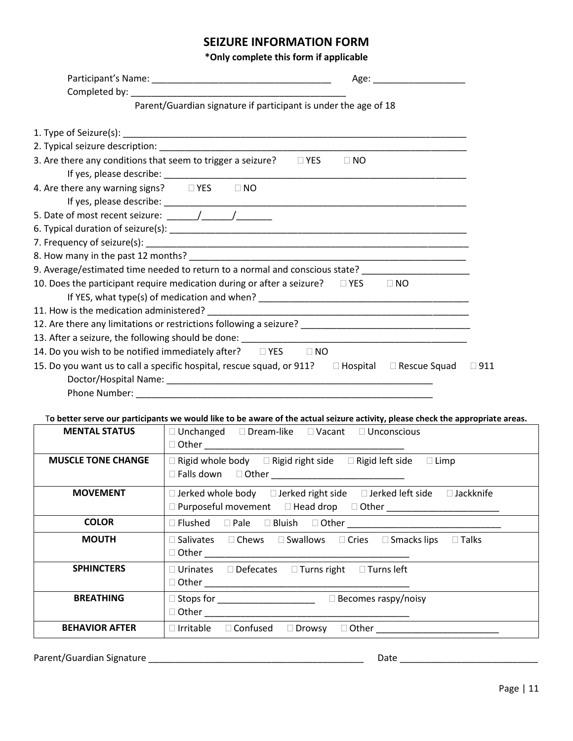# SEIZURE INFORMATION FORM

**\*Only complete this form if applicable**

Participant's Name: ___________________________________ Age: __________________

Completed by: __________________________________________

Parent/Guardian signature if participant is under the age of 18

1. Type of Seizure(s): ______________________________________________________________________
2. Typical seizure description: ______________________________________________________________
3. Are there any conditions that seem to trigger a seizure? ☐ YES ☐ NO
   If yes, please describe: _______________________________________________________________
4. Are there any warning signs? ☐ YES ☐ NO
   If yes, please describe: _______________________________________________________________
5. Date of most recent seizure: ______/______/_______
6. Typical duration of seizure(s): ____________________________________________________________
7. Frequency of seizure(s): _________________________________________________________________
8. How many in the past 12 months? __________________________________________________________
9. Average/estimated time needed to return to a normal and conscious state? _____________________
10. Does the participant require medication during or after a seizure? ☐ YES ☐ NO
    If YES, what type(s) of medication and when? ___________________________________________
11. How is the medication administered? _____________________________________________________
12. Are there any limitations or restrictions following a seizure? _________________________________
13. After a seizure, the following should be done: ____________________________________________
14. Do you wish to be notified immediately after? ☐ YES ☐ NO
15. Do you want us to call a specific hospital, rescue squad, or 911? ☐ Hospital ☐ Rescue Squad ☐ 911
    Doctor/Hospital Name: ______________________________________________________
    Phone Number: _____________________________________________________________

**To better serve our participants we would like to be aware of the actual seizure activity, please check the appropriate areas.**

| | |
|---|---|
| **MENTAL STATUS** | ☐ Unchanged ☐ Dream-like ☐ Vacant ☐ Unconscious ☐ Other _______________________________________ |
| **MUSCLE TONE CHANGE** | ☐ Rigid whole body ☐ Rigid right side ☐ Rigid left side ☐ Limp ☐ Falls down ☐ Other __________________________ |
| **MOVEMENT** | ☐ Jerked whole body ☐ Jerked right side ☐ Jerked left side ☐ Jackknife ☐ Purposeful movement ☐ Head drop ☐ Other ______________________ |
| **COLOR** | ☐ Flushed ☐ Pale ☐ Bluish ☐ Other ______________________________ |
| **MOUTH** | ☐ Salivates ☐ Chews ☐ Swallows ☐ Cries ☐ Smacks lips ☐ Talks ☐ Other _________________________________________ |
| **SPHINCTERS** | ☐ Urinates ☐ Defecates ☐ Turns right ☐ Turns left ☐ Other _________________________________________ |
| **BREATHING** | ☐ Stops for ___________________ ☐ Becomes raspy/noisy ☐ Other _________________________________________ |
| **BEHAVIOR AFTER** | ☐ Irritable ☐ Confused ☐ Drowsy ☐ Other ________________________ |

Parent/Guardian Signature ___________________________________________ Date ___________________________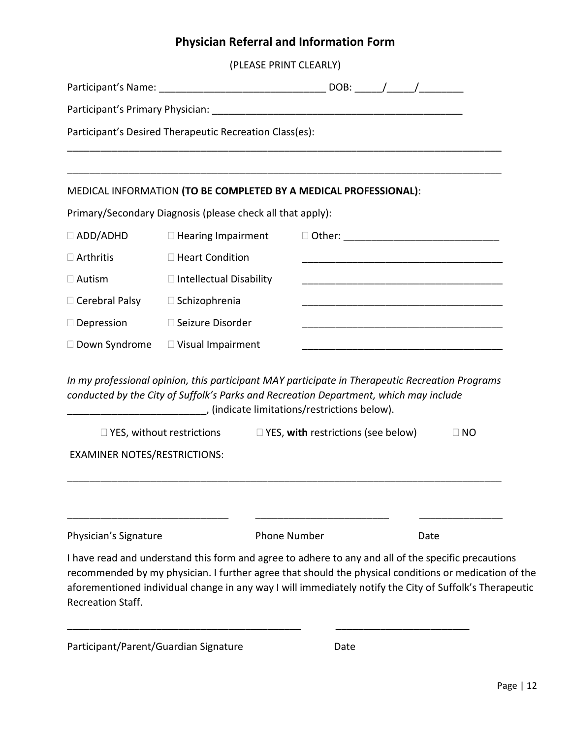## Physician Referral and Information Form

(PLEASE PRINT CLEARLY)

Participant's Name: ______________________________ DOB: _____/_____/________

Participant's Primary Physician: ______________________________________________

Participant's Desired Therapeutic Recreation Class(es):

________________________________________________________________________________

________________________________________________________________________________

MEDICAL INFORMATION **(TO BE COMPLETED BY A MEDICAL PROFESSIONAL)**:

Primary/Secondary Diagnosis (please check all that apply):

| | | |
|---|---|---|
| ☐ ADD/ADHD | ☐ Hearing Impairment | ☐ Other: ____________________________ |
| ☐ Arthritis | ☐ Heart Condition | ____________________________________ |
| ☐ Autism | ☐ Intellectual Disability | ____________________________________ |
| ☐ Cerebral Palsy | ☐ Schizophrenia | ____________________________________ |
| ☐ Depression | ☐ Seizure Disorder | ____________________________________ |
| ☐ Down Syndrome | ☐ Visual Impairment | ____________________________________ |

*In my professional opinion, this participant MAY participate in Therapeutic Recreation Programs conducted by the City of Suffolk's Parks and Recreation Department, which may include* _________________________, (indicate limitations/restrictions below).

☐ YES, without restrictions ☐ YES, **with** restrictions (see below) ☐ NO

EXAMINER NOTES/RESTRICTIONS:

________________________________________________________________________________

_____________________________ ________________________ _______________

Physician's Signature Phone Number Date

I have read and understand this form and agree to adhere to any and all of the specific precautions recommended by my physician. I further agree that should the physical conditions or medication of the aforementioned individual change in any way I will immediately notify the City of Suffolk's Therapeutic Recreation Staff.

__________________________________________ ________________________

Participant/Parent/Guardian Signature Date